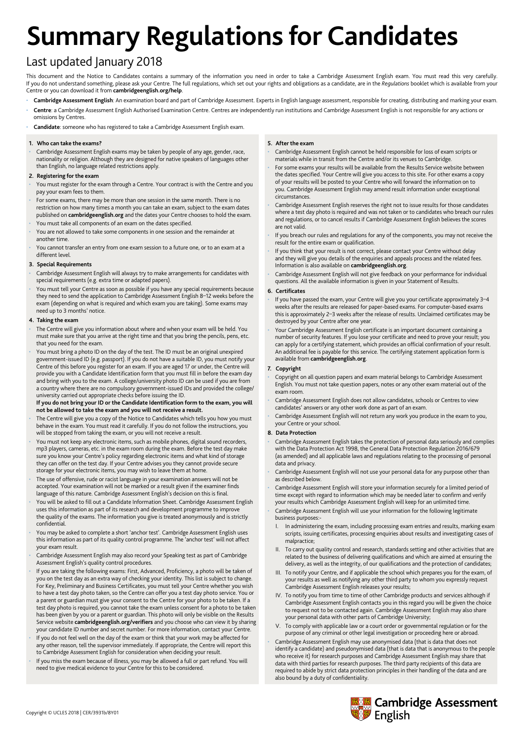# Summary Regulations for Candidates

## Last updated January 2018

This document and the Notice to Candidates contains a summary of the information you need in order to take a Cambridge Assessment English exam. You must read this very carefully. If you do not understand something, please ask your Centre. The full regulations, which set out your rights and obligations as a candidate, are in the *Regulations* booklet which is available from your Centre or you can download it from **cambridgeenglish.org/help**.

- **Cambridge Assessment English**: An examination board and part of Cambridge Assessment. Experts in English language assessment, responsible for creating, distributing and marking your exam.
- **Centre**: a Cambridge Assessment English Authorised Examination Centre. Centres are independently run institutions and Cambridge Assessment English is not responsible for any actions or omissions by Centres.
- **Candidate**: someone who has registered to take a Cambridge Assessment English exam.

### 1. Who can take the exams?

- Cambridge Assessment English exams may be taken by people of any age, gender, race, nationality or religion. Although they are designed for native speakers of languages other than English, no language related restrictions apply.

### 2. Registering for the exam

- You must register for the exam through a Centre. Your contract is with the Centre and you pay your exam fees to them.
- For some exams, there may be more than one session in the same month. There is no restriction on how many times a month you can take an exam, subject to the exam dates published on **cambridgeenglish.org** and the dates your Centre chooses to hold the exam.
- You must take all components of an exam on the dates specified.
- You are not allowed to take some components in one session and the remainder at another time.
- You cannot transfer an entry from one exam session to a future one, or to an exam at a different level.

### 3. Special Requirements

- Cambridge Assessment English will always try to make arrangements for candidates with special requirements (e.g. extra time or adapted papers).
- You must tell your Centre as soon as possible if you have any special requirements because they need to send the application to Cambridge Assessment English 8–12 weeks before the exam (depending on what is required and which exam you are taking). Some exams may need up to 3 months' notice.

### 4. Taking the exam

- The Centre will give you information about where and when your exam will be held. You must make sure that you arrive at the right time and that you bring the pencils, pens, etc. that you need for the exam.
- You must bring a photo ID on the day of the test. The ID must be an original unexpired government-issued ID (e.g. passport). If you do not have a suitable ID, you must notify your Centre of this before you register for an exam. If you are aged 17 or under, the Centre will provide you with a Candidate Identification form that you must fill in before the exam day and bring with you to the exam. A college/university photo ID can be used if you are from a country where there are no compulsory government-issued IDs and provided the college/university carried out appropriate checks before issuing the ID.
  **If you do not bring your ID or the Candidate Identification form to the exam, you will not be allowed to take the exam and you will not receive a result.**
- The Centre will give you a copy of the Notice to Candidates which tells you how you must behave in the exam. You must read it carefully. If you do not follow the instructions, you will be stopped from taking the exam, or you will not receive a result.
- You must not keep any electronic items, such as mobile phones, digital sound recorders, mp3 players, cameras, etc. in the exam room during the exam. Before the test day make sure you know your Centre's policy regarding electronic items and what kind of storage they can offer on the test day. If your Centre advises you they cannot provide secure storage for your electronic items, you may wish to leave them at home.
- The use of offensive, rude or racist language in your examination answers will not be accepted. Your examination will not be marked or a result given if the examiner finds language of this nature. Cambridge Assessment English's decision on this is final.
- You will be asked to fill out a Candidate Information Sheet. Cambridge Assessment English uses this information as part of its research and development programme to improve the quality of the exams. The information you give is treated anonymously and is strictly confidential.
- You may be asked to complete a short 'anchor test'. Cambridge Assessment English uses this information as part of its quality control programme. The 'anchor test' will not affect your exam result.
- Cambridge Assessment English may also record your Speaking test as part of Cambridge Assessment English's quality control procedures.
- If you are taking the following exams: First, Advanced, Proficiency, a photo will be taken of you on the test day as an extra way of checking your identity. This list is subject to change. For Key, Preliminary and Business Certificates, you must tell your Centre whether you wish to have a test day photo taken, so the Centre can offer you a test day photo service. You or a parent or guardian must give your consent to the Centre for your photo to be taken. If a test day photo is required, you cannot take the exam unless consent for a photo to be taken has been given by you or a parent or guardian. This photo will only be visible on the Results Service website **cambridgeenglish.org/verifiers** and you choose who can view it by sharing your candidate ID number and secret number. For more information, contact your Centre.
- If you do not feel well on the day of the exam or think that your work may be affected for any other reason, tell the supervisor immediately. If appropriate, the Centre will report this to Cambridge Assessment English for consideration when deciding your result.
- If you miss the exam because of illness, you may be allowed a full or part refund. You will need to give medical evidence to your Centre for this to be considered.

### 5. After the exam

- Cambridge Assessment English cannot be held responsible for loss of exam scripts or materials while in transit from the Centre and/or its venues to Cambridge.
- For some exams your results will be available from the Results Service website between the dates specified. Your Centre will give you access to this site. For other exams a copy of your results will be posted to your Centre who will forward the information on to you. Cambridge Assessment English may amend result information under exceptional circumstances.
- Cambridge Assessment English reserves the right not to issue results for those candidates where a test day photo is required and was not taken or to candidates who breach our rules and regulations, or to cancel results if Cambridge Assessment English believes the scores are not valid.
- If you breach our rules and regulations for any of the components, you may not receive the result for the entire exam or qualification.
- If you think that your result is not correct, please contact your Centre without delay and they will give you details of the enquiries and appeals process and the related fees. Information is also available on **cambridgeenglish.org**.
- Cambridge Assessment English will not give feedback on your performance for individual questions. All the available information is given in your Statement of Results.

### 6. Certificates

- If you have passed the exam, your Centre will give you your certificate approximately 3–4 weeks after the results are released for paper-based exams. For computer-based exams this is approximately 2–3 weeks after the release of results. Unclaimed certificates may be destroyed by your Centre after one year.
- Your Cambridge Assessment English certificate is an important document containing a number of security features. If you lose your certificate and need to prove your result; you can apply for a certifying statement, which provides an official confirmation of your result. An additional fee is payable for this service. The certifying statement application form is available from **cambridgeenglish.org**.

### 7. Copyright

- Copyright on all question papers and exam material belongs to Cambridge Assessment English. You must not take question papers, notes or any other exam material out of the exam room.
- Cambridge Assessment English does not allow candidates, schools or Centres to view candidates' answers or any other work done as part of an exam.
- Cambridge Assessment English will not return any work you produce in the exam to you, your Centre or your school.

### 8. Data Protection

- Cambridge Assessment English takes the protection of personal data seriously and complies with the Data Protection Act 1998, the General Data Protection Regulation 2016/679 (as amended) and all applicable laws and regulations relating to the processing of personal data and privacy.
- Cambridge Assessment English will not use your personal data for any purpose other than as described below.
- Cambridge Assessment English will store your information securely for a limited period of time except with regard to information which may be needed later to confirm and verify your results which Cambridge Assessment English will keep for an unlimited time.
- Cambridge Assessment English will use your information for the following legitimate business purposes:-
  - I. In administering the exam, including processing exam entries and results, marking exam scripts, issuing certificates, processing enquiries about results and investigating cases of malpractice;
  - II. To carry out quality control and research, standards setting and other activities that are related to the business of delivering qualifications and which are aimed at ensuring the delivery, as well as the integrity, of our qualifications and the protection of candidates;
  - III. To notify your Centre, and if applicable the school which prepares you for the exam, of your results as well as notifying any other third party to whom you expressly request Cambridge Assessment English releases your results;
  - IV. To notify you from time to time of other Cambridge products and services although if Cambridge Assessment English contacts you in this regard you will be given the choice to request not to be contacted again. Cambridge Assessment English may also share your personal data with other parts of Cambridge University;
  - V. To comply with applicable law or a court order or governmental regulation or for the purpose of any criminal or other legal investigation or proceeding here or abroad.
- Cambridge Assessment English may use anonymised data (that is data that does not identify a candidate) and pseudonymised data (that is data that is anonymous to the people who receive it) for research purposes and Cambridge Assessment English may share that data with third parties for research purposes. The third party recipients of this data are required to abide by strict data protection principles in their handling of the data and are also bound by a duty of confidentiality.

Copyright © UCLES 2018 | CER/3931b/8Y01

Cambridge Assessment English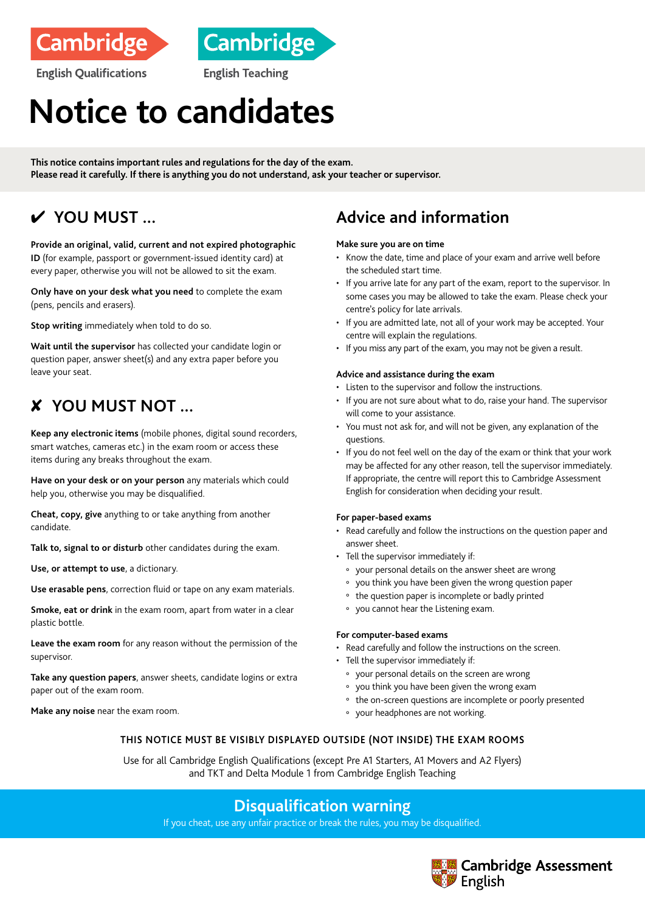Cambridge English Qualifications

Cambridge English Teaching

# Notice to candidates

**This notice contains important rules and regulations for the day of the exam.**
**Please read it carefully. If there is anything you do not understand, ask your teacher or supervisor.**

## ✔ YOU MUST …

**Provide an original, valid, current and not expired photographic ID** (for example, passport or government-issued identity card) at every paper, otherwise you will not be allowed to sit the exam.

**Only have on your desk what you need** to complete the exam (pens, pencils and erasers).

**Stop writing** immediately when told to do so.

**Wait until the supervisor** has collected your candidate login or question paper, answer sheet(s) and any extra paper before you leave your seat.

## ✘ YOU MUST NOT …

**Keep any electronic items** (mobile phones, digital sound recorders, smart watches, cameras etc.) in the exam room or access these items during any breaks throughout the exam.

**Have on your desk or on your person** any materials which could help you, otherwise you may be disqualified.

**Cheat, copy, give** anything to or take anything from another candidate.

**Talk to, signal to or disturb** other candidates during the exam.

**Use, or attempt to use**, a dictionary.

**Use erasable pens**, correction fluid or tape on any exam materials.

**Smoke, eat or drink** in the exam room, apart from water in a clear plastic bottle.

**Leave the exam room** for any reason without the permission of the supervisor.

**Take any question papers**, answer sheets, candidate logins or extra paper out of the exam room.

**Make any noise** near the exam room.

## Advice and information

### Make sure you are on time

- Know the date, time and place of your exam and arrive well before the scheduled start time.
- If you arrive late for any part of the exam, report to the supervisor. In some cases you may be allowed to take the exam. Please check your centre's policy for late arrivals.
- If you are admitted late, not all of your work may be accepted. Your centre will explain the regulations.
- If you miss any part of the exam, you may not be given a result.

### Advice and assistance during the exam

- Listen to the supervisor and follow the instructions.
- If you are not sure about what to do, raise your hand. The supervisor will come to your assistance.
- You must not ask for, and will not be given, any explanation of the questions.
- If you do not feel well on the day of the exam or think that your work may be affected for any other reason, tell the supervisor immediately. If appropriate, the centre will report this to Cambridge Assessment English for consideration when deciding your result.

### For paper-based exams

- Read carefully and follow the instructions on the question paper and answer sheet.
- Tell the supervisor immediately if:
  - your personal details on the answer sheet are wrong
  - you think you have been given the wrong question paper
  - the question paper is incomplete or badly printed
  - you cannot hear the Listening exam.

### For computer-based exams

- Read carefully and follow the instructions on the screen.
- Tell the supervisor immediately if:
  - your personal details on the screen are wrong
  - you think you have been given the wrong exam
  - the on-screen questions are incomplete or poorly presented
  - your headphones are not working.

**THIS NOTICE MUST BE VISIBLY DISPLAYED OUTSIDE (NOT INSIDE) THE EXAM ROOMS**

Use for all Cambridge English Qualifications (except Pre A1 Starters, A1 Movers and A2 Flyers) and TKT and Delta Module 1 from Cambridge English Teaching

## Disqualification warning

If you cheat, use any unfair practice or break the rules, you may be disqualified.

Cambridge Assessment English